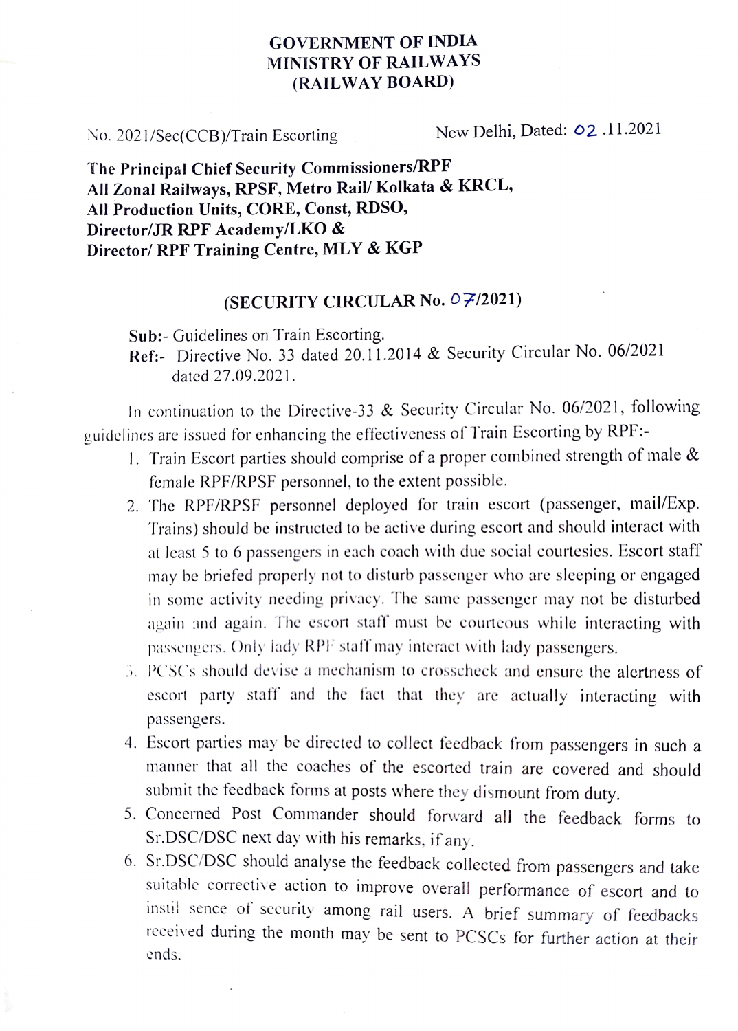# GOVERNMENT OF INDIA
# MINISTRY OF RAILWAYS
# (RAILWAY BOARD)

No. 2021/Sec(CCB)/Train Escorting New Delhi, Dated: 02.11.2021

**The Principal Chief Security Commissioners/RPF**
**All Zonal Railways, RPSF, Metro Rail/ Kolkata & KRCL,**
**All Production Units, CORE, Const, RDSO,**
**Director/JR RPF Academy/LKO &**
**Director/ RPF Training Centre, MLY & KGP**

## (SECURITY CIRCULAR No. 07/2021)

**Sub:-** Guidelines on Train Escorting.

**Ref:-** Directive No. 33 dated 20.11.2014 & Security Circular No. 06/2021 dated 27.09.2021.

In continuation to the Directive-33 & Security Circular No. 06/2021, following guidelines are issued for enhancing the effectiveness of Train Escorting by RPF:-

1. Train Escort parties should comprise of a proper combined strength of male & female RPF/RPSF personnel, to the extent possible.
2. The RPF/RPSF personnel deployed for train escort (passenger, mail/Exp. Trains) should be instructed to be active during escort and should interact with at least 5 to 6 passengers in each coach with due social courtesies. Escort staff may be briefed properly not to disturb passenger who are sleeping or engaged in some activity needing privacy. The same passenger may not be disturbed again and again. The escort staff must be courteous while interacting with passengers. Only lady RPF staff may interact with lady passengers.
3. PCSCs should devise a mechanism to crosscheck and ensure the alertness of escort party staff and the fact that they are actually interacting with passengers.
4. Escort parties may be directed to collect feedback from passengers in such a manner that all the coaches of the escorted train are covered and should submit the feedback forms at posts where they dismount from duty.
5. Concerned Post Commander should forward all the feedback forms to Sr.DSC/DSC next day with his remarks, if any.
6. Sr.DSC/DSC should analyse the feedback collected from passengers and take suitable corrective action to improve overall performance of escort and to instil sence of security among rail users. A brief summary of feedbacks received during the month may be sent to PCSCs for further action at their ends.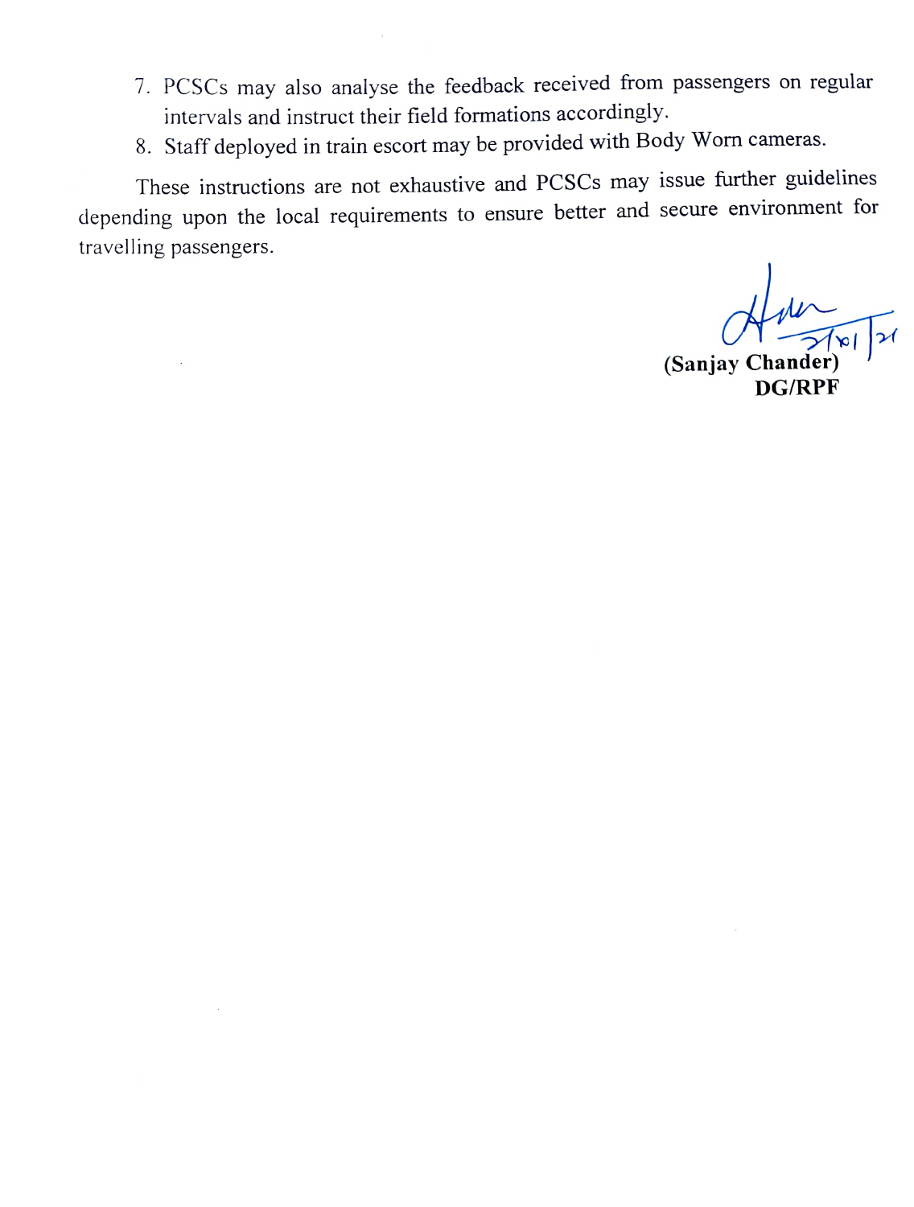7. PCSCs may also analyse the feedback received from passengers on regular intervals and instruct their field formations accordingly.
8. Staff deployed in train escort may be provided with Body Worn cameras.

These instructions are not exhaustive and PCSCs may issue further guidelines depending upon the local requirements to ensure better and secure environment for travelling passengers.

27/01/21

**(Sanjay Chander)**
**DG/RPF**